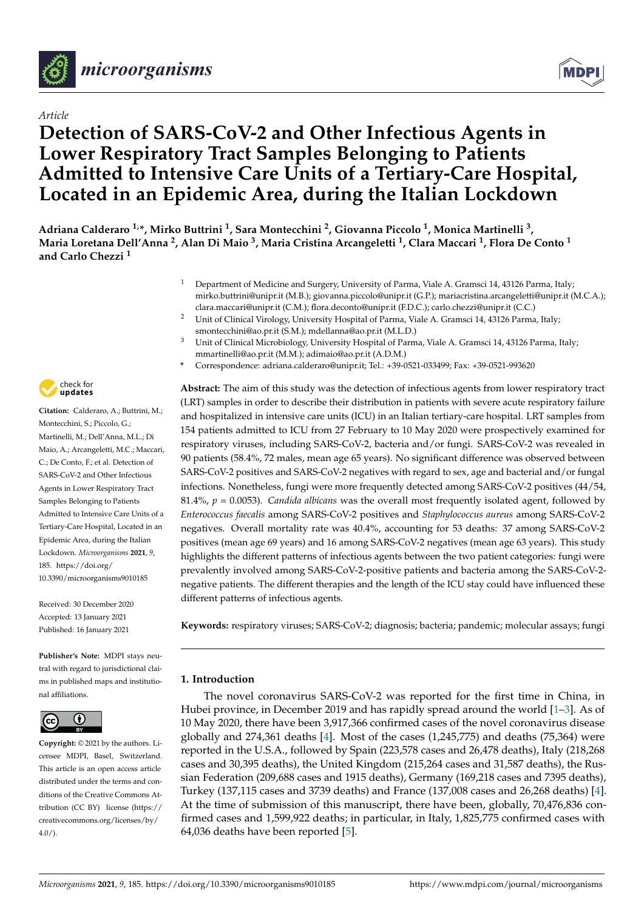Article

# Detection of SARS-CoV-2 and Other Infectious Agents in Lower Respiratory Tract Samples Belonging to Patients Admitted to Intensive Care Units of a Tertiary-Care Hospital, Located in an Epidemic Area, during the Italian Lockdown

**Adriana Calderaro [1,*], Mirko Buttrini [1], Sara Montecchini [2], Giovanna Piccolo [1], Monica Martinelli [3], Maria Loretana Dell'Anna [2], Alan Di Maio [3], Maria Cristina Arcangeletti [1], Clara Maccari [1], Flora De Conto [1] and Carlo Chezzi [1]**

[1] Department of Medicine and Surgery, University of Parma, Viale A. Gramsci 14, 43126 Parma, Italy; mirko.buttrini@unipr.it (M.B.); giovanna.piccolo@unipr.it (G.P.); mariacristina.arcangeletti@unipr.it (M.C.A.); clara.maccari@unipr.it (C.M.); flora.deconto@unipr.it (F.D.C.); carlo.chezzi@unipr.it (C.C.)

[2] Unit of Clinical Virology, University Hospital of Parma, Viale A. Gramsci 14, 43126 Parma, Italy; smontecchini@ao.pr.it (S.M.); mdellanna@ao.pr.it (M.L.D.)

[3] Unit of Clinical Microbiology, University Hospital of Parma, Viale A. Gramsci 14, 43126 Parma, Italy; mmartinelli@ao.pr.it (M.M.); adimaio@ao.pr.it (A.D.M.)

\* Correspondence: adriana.calderaro@unipr.it; Tel.: +39-0521-033499; Fax: +39-0521-993620

**Citation:** Calderaro, A.; Buttrini, M.; Montecchini, S.; Piccolo, G.; Martinelli, M.; Dell'Anna, M.L.; Di Maio, A.; Arcangeletti, M.C.; Maccari, C.; De Conto, F.; et al. Detection of SARS-CoV-2 and Other Infectious Agents in Lower Respiratory Tract Samples Belonging to Patients Admitted to Intensive Care Units of a Tertiary-Care Hospital, Located in an Epidemic Area, during the Italian Lockdown. *Microorganisms* **2021**, *9*, 185. https://doi.org/10.3390/microorganisms9010185

Received: 30 December 2020
Accepted: 13 January 2021
Published: 16 January 2021

**Publisher's Note:** MDPI stays neutral with regard to jurisdictional claims in published maps and institutional affiliations.

**Copyright:** © 2021 by the authors. Licensee MDPI, Basel, Switzerland. This article is an open access article distributed under the terms and conditions of the Creative Commons Attribution (CC BY) license (https://creativecommons.org/licenses/by/4.0/).

**Abstract:** The aim of this study was the detection of infectious agents from lower respiratory tract (LRT) samples in order to describe their distribution in patients with severe acute respiratory failure and hospitalized in intensive care units (ICU) in an Italian tertiary-care hospital. LRT samples from 154 patients admitted to ICU from 27 February to 10 May 2020 were prospectively examined for respiratory viruses, including SARS-CoV-2, bacteria and/or fungi. SARS-CoV-2 was revealed in 90 patients (58.4%, 72 males, mean age 65 years). No significant difference was observed between SARS-CoV-2 positives and SARS-CoV-2 negatives with regard to sex, age and bacterial and/or fungal infections. Nonetheless, fungi were more frequently detected among SARS-CoV-2 positives (44/54, 81.4%, $p = 0.0053$). *Candida albicans* was the overall most frequently isolated agent, followed by *Enterococcus faecalis* among SARS-CoV-2 positives and *Staphylococcus aureus* among SARS-CoV-2 negatives. Overall mortality rate was 40.4%, accounting for 53 deaths: 37 among SARS-CoV-2 positives (mean age 69 years) and 16 among SARS-CoV-2 negatives (mean age 63 years). This study highlights the different patterns of infectious agents between the two patient categories: fungi were prevalently involved among SARS-CoV-2-positive patients and bacteria among the SARS-CoV-2-negative patients. The different therapies and the length of the ICU stay could have influenced these different patterns of infectious agents.

**Keywords:** respiratory viruses; SARS-CoV-2; diagnosis; bacteria; pandemic; molecular assays; fungi

## 1. Introduction

The novel coronavirus SARS-CoV-2 was reported for the first time in China, in Hubei province, in December 2019 and has rapidly spread around the world [1–3]. As of 10 May 2020, there have been 3,917,366 confirmed cases of the novel coronavirus disease globally and 274,361 deaths [4]. Most of the cases (1,245,775) and deaths (75,364) were reported in the U.S.A., followed by Spain (223,578 cases and 26,478 deaths), Italy (218,268 cases and 30,395 deaths), the United Kingdom (215,264 cases and 31,587 deaths), the Russian Federation (209,688 cases and 1915 deaths), Germany (169,218 cases and 7395 deaths), Turkey (137,115 cases and 3739 deaths) and France (137,008 cases and 26,268 deaths) [4]. At the time of submission of this manuscript, there have been, globally, 70,476,836 confirmed cases and 1,599,922 deaths; in particular, in Italy, 1,825,775 confirmed cases with 64,036 deaths have been reported [5].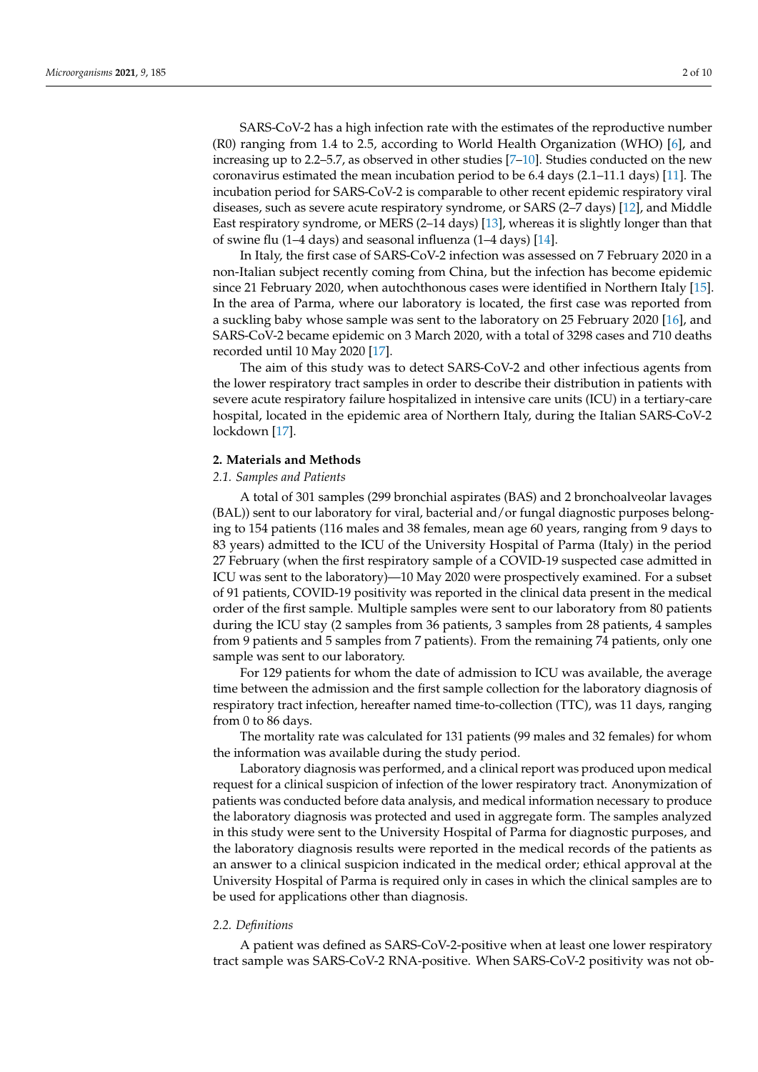SARS-CoV-2 has a high infection rate with the estimates of the reproductive number (R0) ranging from 1.4 to 2.5, according to World Health Organization (WHO) [6], and increasing up to 2.2–5.7, as observed in other studies [7–10]. Studies conducted on the new coronavirus estimated the mean incubation period to be 6.4 days (2.1–11.1 days) [11]. The incubation period for SARS-CoV-2 is comparable to other recent epidemic respiratory viral diseases, such as severe acute respiratory syndrome, or SARS (2–7 days) [12], and Middle East respiratory syndrome, or MERS (2–14 days) [13], whereas it is slightly longer than that of swine flu (1–4 days) and seasonal influenza (1–4 days) [14].

In Italy, the first case of SARS-CoV-2 infection was assessed on 7 February 2020 in a non-Italian subject recently coming from China, but the infection has become epidemic since 21 February 2020, when autochthonous cases were identified in Northern Italy [15]. In the area of Parma, where our laboratory is located, the first case was reported from a suckling baby whose sample was sent to the laboratory on 25 February 2020 [16], and SARS-CoV-2 became epidemic on 3 March 2020, with a total of 3298 cases and 710 deaths recorded until 10 May 2020 [17].

The aim of this study was to detect SARS-CoV-2 and other infectious agents from the lower respiratory tract samples in order to describe their distribution in patients with severe acute respiratory failure hospitalized in intensive care units (ICU) in a tertiary-care hospital, located in the epidemic area of Northern Italy, during the Italian SARS-CoV-2 lockdown [17].

## 2. Materials and Methods

### 2.1. Samples and Patients

A total of 301 samples (299 bronchial aspirates (BAS) and 2 bronchoalveolar lavages (BAL)) sent to our laboratory for viral, bacterial and/or fungal diagnostic purposes belonging to 154 patients (116 males and 38 females, mean age 60 years, ranging from 9 days to 83 years) admitted to the ICU of the University Hospital of Parma (Italy) in the period 27 February (when the first respiratory sample of a COVID-19 suspected case admitted in ICU was sent to the laboratory)—10 May 2020 were prospectively examined. For a subset of 91 patients, COVID-19 positivity was reported in the clinical data present in the medical order of the first sample. Multiple samples were sent to our laboratory from 80 patients during the ICU stay (2 samples from 36 patients, 3 samples from 28 patients, 4 samples from 9 patients and 5 samples from 7 patients). From the remaining 74 patients, only one sample was sent to our laboratory.

For 129 patients for whom the date of admission to ICU was available, the average time between the admission and the first sample collection for the laboratory diagnosis of respiratory tract infection, hereafter named time-to-collection (TTC), was 11 days, ranging from 0 to 86 days.

The mortality rate was calculated for 131 patients (99 males and 32 females) for whom the information was available during the study period.

Laboratory diagnosis was performed, and a clinical report was produced upon medical request for a clinical suspicion of infection of the lower respiratory tract. Anonymization of patients was conducted before data analysis, and medical information necessary to produce the laboratory diagnosis was protected and used in aggregate form. The samples analyzed in this study were sent to the University Hospital of Parma for diagnostic purposes, and the laboratory diagnosis results were reported in the medical records of the patients as an answer to a clinical suspicion indicated in the medical order; ethical approval at the University Hospital of Parma is required only in cases in which the clinical samples are to be used for applications other than diagnosis.

### 2.2. Definitions

A patient was defined as SARS-CoV-2-positive when at least one lower respiratory tract sample was SARS-CoV-2 RNA-positive. When SARS-CoV-2 positivity was not ob-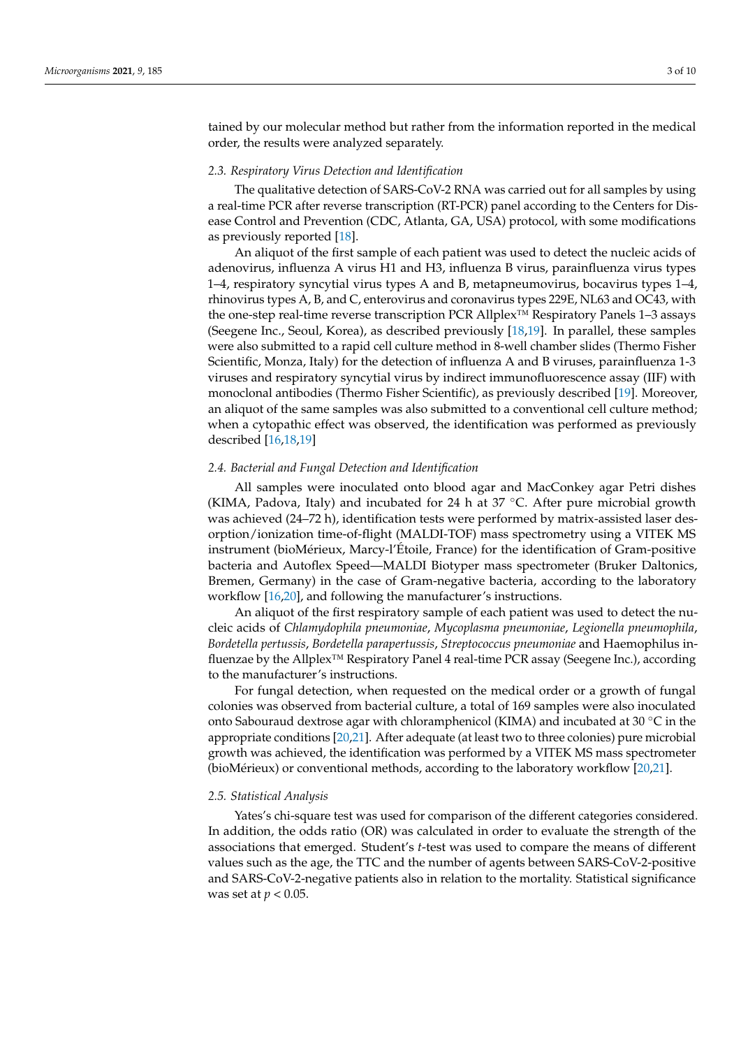tained by our molecular method but rather from the information reported in the medical order, the results were analyzed separately.

### 2.3. Respiratory Virus Detection and Identification

The qualitative detection of SARS-CoV-2 RNA was carried out for all samples by using a real-time PCR after reverse transcription (RT-PCR) panel according to the Centers for Disease Control and Prevention (CDC, Atlanta, GA, USA) protocol, with some modifications as previously reported [18].

An aliquot of the first sample of each patient was used to detect the nucleic acids of adenovirus, influenza A virus H1 and H3, influenza B virus, parainfluenza virus types 1–4, respiratory syncytial virus types A and B, metapneumovirus, bocavirus types 1–4, rhinovirus types A, B, and C, enterovirus and coronavirus types 229E, NL63 and OC43, with the one-step real-time reverse transcription PCR Allplex™ Respiratory Panels 1–3 assays (Seegene Inc., Seoul, Korea), as described previously [18,19]. In parallel, these samples were also submitted to a rapid cell culture method in 8-well chamber slides (Thermo Fisher Scientific, Monza, Italy) for the detection of influenza A and B viruses, parainfluenza 1-3 viruses and respiratory syncytial virus by indirect immunofluorescence assay (IIF) with monoclonal antibodies (Thermo Fisher Scientific), as previously described [19]. Moreover, an aliquot of the same samples was also submitted to a conventional cell culture method; when a cytopathic effect was observed, the identification was performed as previously described [16,18,19]

### 2.4. Bacterial and Fungal Detection and Identification

All samples were inoculated onto blood agar and MacConkey agar Petri dishes (KIMA, Padova, Italy) and incubated for 24 h at 37 °C. After pure microbial growth was achieved (24–72 h), identification tests were performed by matrix-assisted laser desorption/ionization time-of-flight (MALDI-TOF) mass spectrometry using a VITEK MS instrument (bioMérieux, Marcy-l'Étoile, France) for the identification of Gram-positive bacteria and Autoflex Speed—MALDI Biotyper mass spectrometer (Bruker Daltonics, Bremen, Germany) in the case of Gram-negative bacteria, according to the laboratory workflow [16,20], and following the manufacturer's instructions.

An aliquot of the first respiratory sample of each patient was used to detect the nucleic acids of *Chlamydophila pneumoniae*, *Mycoplasma pneumoniae*, *Legionella pneumophila*, *Bordetella pertussis*, *Bordetella parapertussis*, *Streptococcus pneumoniae* and Haemophilus influenzae by the Allplex™ Respiratory Panel 4 real-time PCR assay (Seegene Inc.), according to the manufacturer's instructions.

For fungal detection, when requested on the medical order or a growth of fungal colonies was observed from bacterial culture, a total of 169 samples were also inoculated onto Sabouraud dextrose agar with chloramphenicol (KIMA) and incubated at 30 °C in the appropriate conditions [20,21]. After adequate (at least two to three colonies) pure microbial growth was achieved, the identification was performed by a VITEK MS mass spectrometer (bioMérieux) or conventional methods, according to the laboratory workflow [20,21].

### 2.5. Statistical Analysis

Yates's chi-square test was used for comparison of the different categories considered. In addition, the odds ratio (OR) was calculated in order to evaluate the strength of the associations that emerged. Student's *t*-test was used to compare the means of different values such as the age, the TTC and the number of agents between SARS-CoV-2-positive and SARS-CoV-2-negative patients also in relation to the mortality. Statistical significance was set at $p < 0.05$.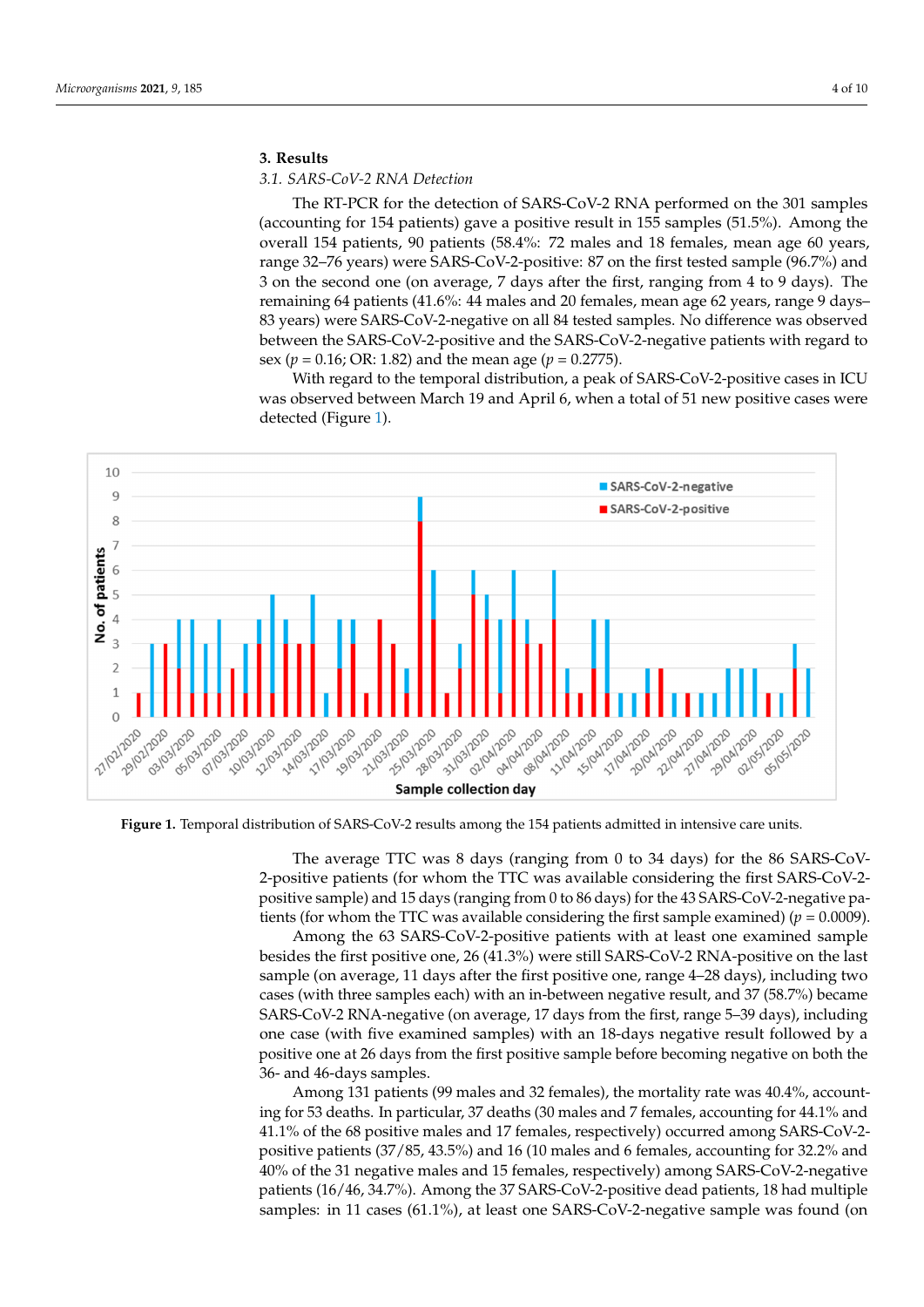## 3. Results

### 3.1. SARS-CoV-2 RNA Detection

The RT-PCR for the detection of SARS-CoV-2 RNA performed on the 301 samples (accounting for 154 patients) gave a positive result in 155 samples (51.5%). Among the overall 154 patients, 90 patients (58.4%: 72 males and 18 females, mean age 60 years, range 32–76 years) were SARS-CoV-2-positive: 87 on the first tested sample (96.7%) and 3 on the second one (on average, 7 days after the first, ranging from 4 to 9 days). The remaining 64 patients (41.6%: 44 males and 20 females, mean age 62 years, range 9 days–83 years) were SARS-CoV-2-negative on all 84 tested samples. No difference was observed between the SARS-CoV-2-positive and the SARS-CoV-2-negative patients with regard to sex ($p = 0.16$; OR: 1.82) and the mean age ($p = 0.2775$).

With regard to the temporal distribution, a peak of SARS-CoV-2-positive cases in ICU was observed between March 19 and April 6, when a total of 51 new positive cases were detected (Figure 1).

**Figure 1.** Temporal distribution of SARS-CoV-2 results among the 154 patients admitted in intensive care units.

The average TTC was 8 days (ranging from 0 to 34 days) for the 86 SARS-CoV-2-positive patients (for whom the TTC was available considering the first SARS-CoV-2-positive sample) and 15 days (ranging from 0 to 86 days) for the 43 SARS-CoV-2-negative patients (for whom the TTC was available considering the first sample examined) ($p = 0.0009$).

Among the 63 SARS-CoV-2-positive patients with at least one examined sample besides the first positive one, 26 (41.3%) were still SARS-CoV-2 RNA-positive on the last sample (on average, 11 days after the first positive one, range 4–28 days), including two cases (with three samples each) with an in-between negative result, and 37 (58.7%) became SARS-CoV-2 RNA-negative (on average, 17 days from the first, range 5–39 days), including one case (with five examined samples) with an 18-days negative result followed by a positive one at 26 days from the first positive sample before becoming negative on both the 36- and 46-days samples.

Among 131 patients (99 males and 32 females), the mortality rate was 40.4%, accounting for 53 deaths. In particular, 37 deaths (30 males and 7 females, accounting for 44.1% and 41.1% of the 68 positive males and 17 females, respectively) occurred among SARS-CoV-2-positive patients (37/85, 43.5%) and 16 (10 males and 6 females, accounting for 32.2% and 40% of the 31 negative males and 15 females, respectively) among SARS-CoV-2-negative patients (16/46, 34.7%). Among the 37 SARS-CoV-2-positive dead patients, 18 had multiple samples: in 11 cases (61.1%), at least one SARS-CoV-2-negative sample was found (on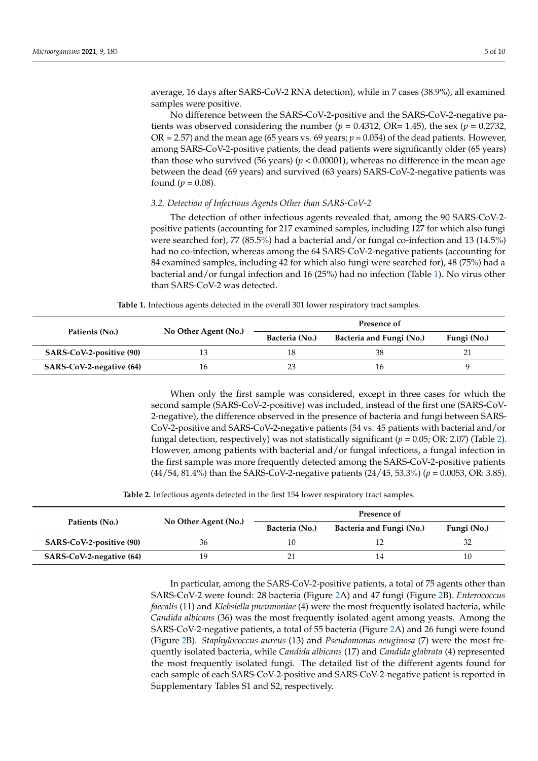average, 16 days after SARS-CoV-2 RNA detection), while in 7 cases (38.9%), all examined samples were positive.

No difference between the SARS-CoV-2-positive and the SARS-CoV-2-negative patients was observed considering the number ($p = 0.4312$, OR= 1.45), the sex ($p = 0.2732$, OR = 2.57) and the mean age (65 years vs. 69 years; $p = 0.054$) of the dead patients. However, among SARS-CoV-2-positive patients, the dead patients were significantly older (65 years) than those who survived (56 years) ($p < 0.00001$), whereas no difference in the mean age between the dead (69 years) and survived (63 years) SARS-CoV-2-negative patients was found ($p = 0.08$).

### *3.2. Detection of Infectious Agents Other than SARS-CoV-2*

The detection of other infectious agents revealed that, among the 90 SARS-CoV-2-positive patients (accounting for 217 examined samples, including 127 for which also fungi were searched for), 77 (85.5%) had a bacterial and/or fungal co-infection and 13 (14.5%) had no co-infection, whereas among the 64 SARS-CoV-2-negative patients (accounting for 84 examined samples, including 42 for which also fungi were searched for), 48 (75%) had a bacterial and/or fungal infection and 16 (25%) had no infection (Table 1). No virus other than SARS-CoV-2 was detected.

**Table 1.** Infectious agents detected in the overall 301 lower respiratory tract samples.

| Patients (No.) | No Other Agent (No.) | Presence of | | |
|---|---|---|---|---|
| | | Bacteria (No.) | Bacteria and Fungi (No.) | Fungi (No.) |
| **SARS-CoV-2-positive (90)** | 13 | 18 | 38 | 21 |
| **SARS-CoV-2-negative (64)** | 16 | 23 | 16 | 9 |

When only the first sample was considered, except in three cases for which the second sample (SARS-CoV-2-positive) was included, instead of the first one (SARS-CoV-2-negative), the difference observed in the presence of bacteria and fungi between SARS-CoV-2-positive and SARS-CoV-2-negative patients (54 vs. 45 patients with bacterial and/or fungal detection, respectively) was not statistically significant ($p = 0.05$; OR: 2.07) (Table 2). However, among patients with bacterial and/or fungal infections, a fungal infection in the first sample was more frequently detected among the SARS-CoV-2-positive patients (44/54, 81.4%) than the SARS-CoV-2-negative patients (24/45, 53.3%) ($p = 0.0053$, OR: 3.85).

**Table 2.** Infectious agents detected in the first 154 lower respiratory tract samples.

| Patients (No.) | No Other Agent (No.) | Presence of | | |
|---|---|---|---|---|
| | | Bacteria (No.) | Bacteria and Fungi (No.) | Fungi (No.) |
| **SARS-CoV-2-positive (90)** | 36 | 10 | 12 | 32 |
| **SARS-CoV-2-negative (64)** | 19 | 21 | 14 | 10 |

In particular, among the SARS-CoV-2-positive patients, a total of 75 agents other than SARS-CoV-2 were found: 28 bacteria (Figure 2A) and 47 fungi (Figure 2B). *Enterococcus faecalis* (11) and *Klebsiella pneumoniae* (4) were the most frequently isolated bacteria, while *Candida albicans* (36) was the most frequently isolated agent among yeasts. Among the SARS-CoV-2-negative patients, a total of 55 bacteria (Figure 2A) and 26 fungi were found (Figure 2B). *Staphylococcus aureus* (13) and *Pseudomonas aeuginosa* (7) were the most frequently isolated bacteria, while *Candida albicans* (17) and *Candida glabrata* (4) represented the most frequently isolated fungi. The detailed list of the different agents found for each sample of each SARS-CoV-2-positive and SARS-CoV-2-negative patient is reported in Supplementary Tables S1 and S2, respectively.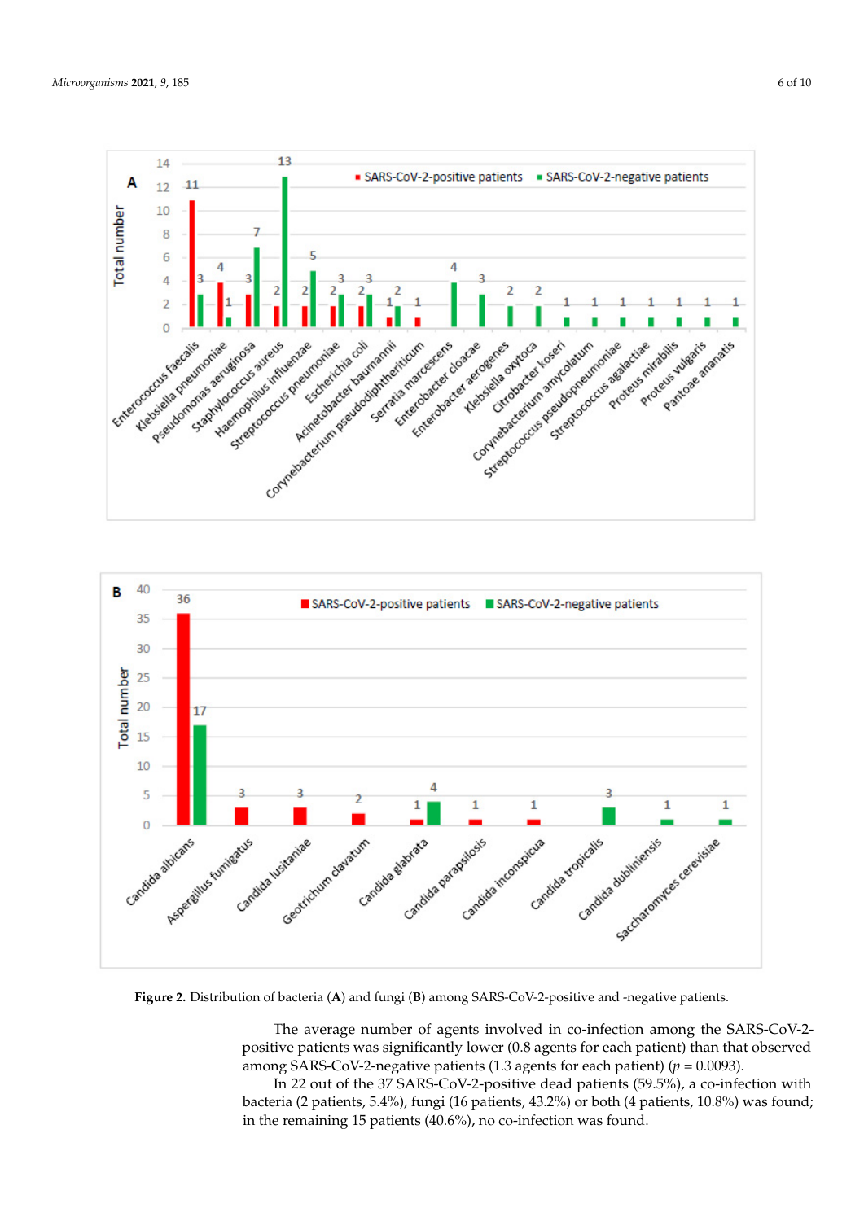**Figure 2.** Distribution of bacteria (**A**) and fungi (**B**) among SARS-CoV-2-positive and -negative patients.

The average number of agents involved in co-infection among the SARS-CoV-2-positive patients was significantly lower (0.8 agents for each patient) than that observed among SARS-CoV-2-negative patients (1.3 agents for each patient) ($p = 0.0093$).

In 22 out of the 37 SARS-CoV-2-positive dead patients (59.5%), a co-infection with bacteria (2 patients, 5.4%), fungi (16 patients, 43.2%) or both (4 patients, 10.8%) was found; in the remaining 15 patients (40.6%), no co-infection was found.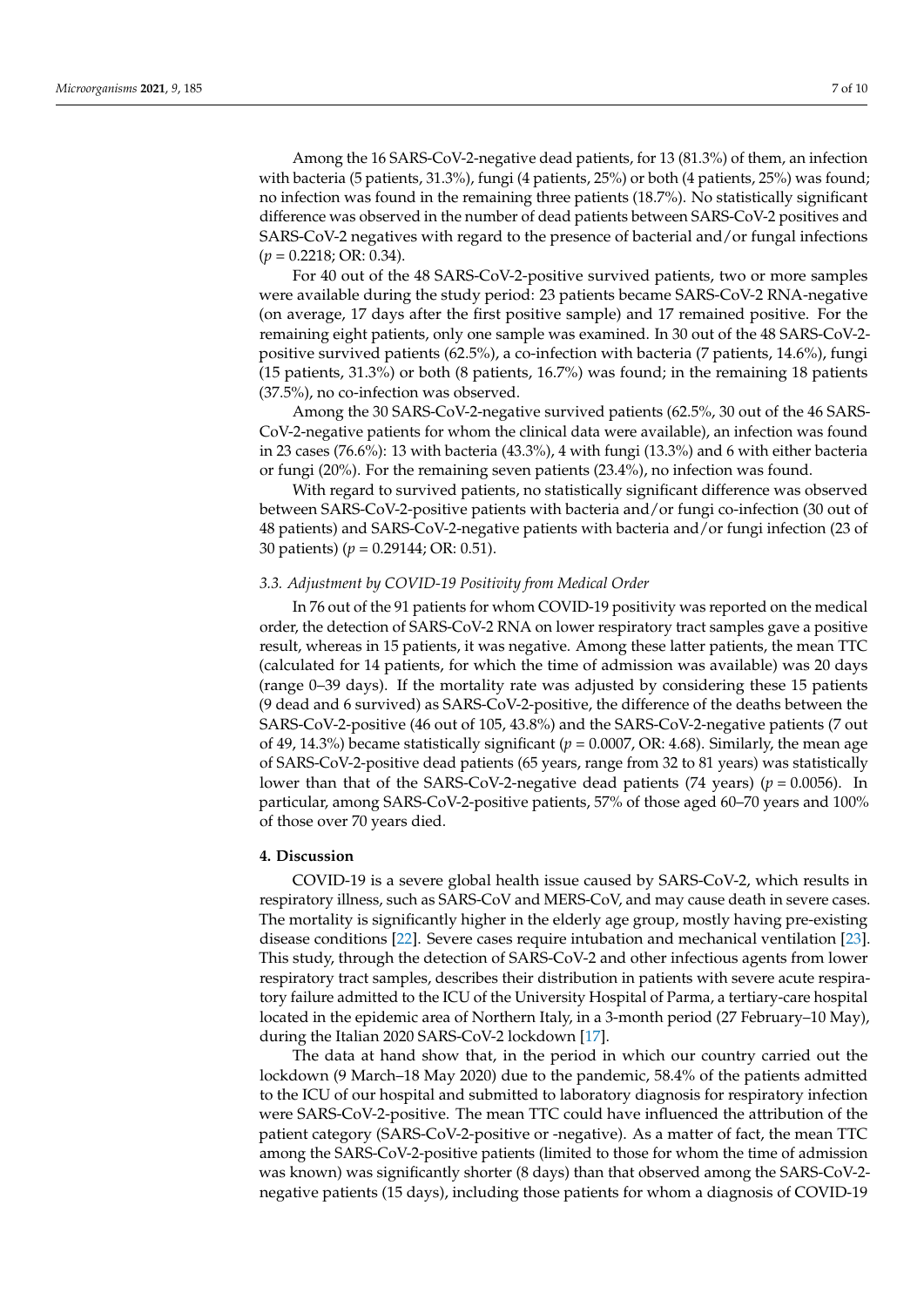Among the 16 SARS-CoV-2-negative dead patients, for 13 (81.3%) of them, an infection with bacteria (5 patients, 31.3%), fungi (4 patients, 25%) or both (4 patients, 25%) was found; no infection was found in the remaining three patients (18.7%). No statistically significant difference was observed in the number of dead patients between SARS-CoV-2 positives and SARS-CoV-2 negatives with regard to the presence of bacterial and/or fungal infections ($p = 0.2218$; OR: 0.34).

For 40 out of the 48 SARS-CoV-2-positive survived patients, two or more samples were available during the study period: 23 patients became SARS-CoV-2 RNA-negative (on average, 17 days after the first positive sample) and 17 remained positive. For the remaining eight patients, only one sample was examined. In 30 out of the 48 SARS-CoV-2-positive survived patients (62.5%), a co-infection with bacteria (7 patients, 14.6%), fungi (15 patients, 31.3%) or both (8 patients, 16.7%) was found; in the remaining 18 patients (37.5%), no co-infection was observed.

Among the 30 SARS-CoV-2-negative survived patients (62.5%, 30 out of the 46 SARS-CoV-2-negative patients for whom the clinical data were available), an infection was found in 23 cases (76.6%): 13 with bacteria (43.3%), 4 with fungi (13.3%) and 6 with either bacteria or fungi (20%). For the remaining seven patients (23.4%), no infection was found.

With regard to survived patients, no statistically significant difference was observed between SARS-CoV-2-positive patients with bacteria and/or fungi co-infection (30 out of 48 patients) and SARS-CoV-2-negative patients with bacteria and/or fungi infection (23 of 30 patients) ($p = 0.29144$; OR: 0.51).

### 3.3. Adjustment by COVID-19 Positivity from Medical Order

In 76 out of the 91 patients for whom COVID-19 positivity was reported on the medical order, the detection of SARS-CoV-2 RNA on lower respiratory tract samples gave a positive result, whereas in 15 patients, it was negative. Among these latter patients, the mean TTC (calculated for 14 patients, for which the time of admission was available) was 20 days (range 0–39 days). If the mortality rate was adjusted by considering these 15 patients (9 dead and 6 survived) as SARS-CoV-2-positive, the difference of the deaths between the SARS-CoV-2-positive (46 out of 105, 43.8%) and the SARS-CoV-2-negative patients (7 out of 49, 14.3%) became statistically significant ($p = 0.0007$, OR: 4.68). Similarly, the mean age of SARS-CoV-2-positive dead patients (65 years, range from 32 to 81 years) was statistically lower than that of the SARS-CoV-2-negative dead patients (74 years) ($p = 0.0056$). In particular, among SARS-CoV-2-positive patients, 57% of those aged 60–70 years and 100% of those over 70 years died.

## 4. Discussion

COVID-19 is a severe global health issue caused by SARS-CoV-2, which results in respiratory illness, such as SARS-CoV and MERS-CoV, and may cause death in severe cases. The mortality is significantly higher in the elderly age group, mostly having pre-existing disease conditions [22]. Severe cases require intubation and mechanical ventilation [23]. This study, through the detection of SARS-CoV-2 and other infectious agents from lower respiratory tract samples, describes their distribution in patients with severe acute respiratory failure admitted to the ICU of the University Hospital of Parma, a tertiary-care hospital located in the epidemic area of Northern Italy, in a 3-month period (27 February–10 May), during the Italian 2020 SARS-CoV-2 lockdown [17].

The data at hand show that, in the period in which our country carried out the lockdown (9 March–18 May 2020) due to the pandemic, 58.4% of the patients admitted to the ICU of our hospital and submitted to laboratory diagnosis for respiratory infection were SARS-CoV-2-positive. The mean TTC could have influenced the attribution of the patient category (SARS-CoV-2-positive or -negative). As a matter of fact, the mean TTC among the SARS-CoV-2-positive patients (limited to those for whom the time of admission was known) was significantly shorter (8 days) than that observed among the SARS-CoV-2-negative patients (15 days), including those patients for whom a diagnosis of COVID-19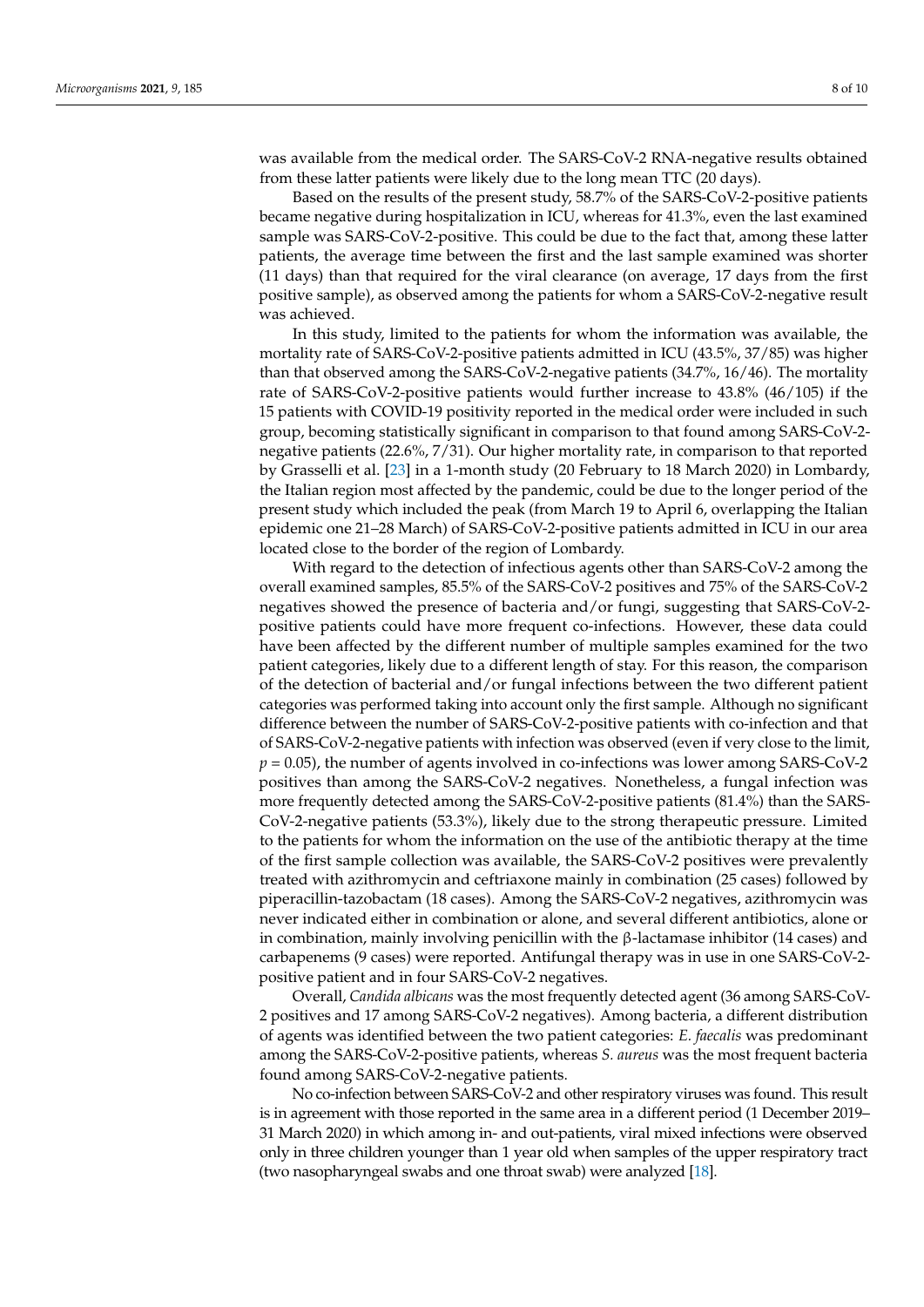was available from the medical order. The SARS-CoV-2 RNA-negative results obtained from these latter patients were likely due to the long mean TTC (20 days).

Based on the results of the present study, 58.7% of the SARS-CoV-2-positive patients became negative during hospitalization in ICU, whereas for 41.3%, even the last examined sample was SARS-CoV-2-positive. This could be due to the fact that, among these latter patients, the average time between the first and the last sample examined was shorter (11 days) than that required for the viral clearance (on average, 17 days from the first positive sample), as observed among the patients for whom a SARS-CoV-2-negative result was achieved.

In this study, limited to the patients for whom the information was available, the mortality rate of SARS-CoV-2-positive patients admitted in ICU (43.5%, 37/85) was higher than that observed among the SARS-CoV-2-negative patients (34.7%, 16/46). The mortality rate of SARS-CoV-2-positive patients would further increase to 43.8% (46/105) if the 15 patients with COVID-19 positivity reported in the medical order were included in such group, becoming statistically significant in comparison to that found among SARS-CoV-2-negative patients (22.6%, 7/31). Our higher mortality rate, in comparison to that reported by Grasselli et al. [23] in a 1-month study (20 February to 18 March 2020) in Lombardy, the Italian region most affected by the pandemic, could be due to the longer period of the present study which included the peak (from March 19 to April 6, overlapping the Italian epidemic one 21–28 March) of SARS-CoV-2-positive patients admitted in ICU in our area located close to the border of the region of Lombardy.

With regard to the detection of infectious agents other than SARS-CoV-2 among the overall examined samples, 85.5% of the SARS-CoV-2 positives and 75% of the SARS-CoV-2 negatives showed the presence of bacteria and/or fungi, suggesting that SARS-CoV-2-positive patients could have more frequent co-infections. However, these data could have been affected by the different number of multiple samples examined for the two patient categories, likely due to a different length of stay. For this reason, the comparison of the detection of bacterial and/or fungal infections between the two different patient categories was performed taking into account only the first sample. Although no significant difference between the number of SARS-CoV-2-positive patients with co-infection and that of SARS-CoV-2-negative patients with infection was observed (even if very close to the limit, $p = 0.05$), the number of agents involved in co-infections was lower among SARS-CoV-2 positives than among the SARS-CoV-2 negatives. Nonetheless, a fungal infection was more frequently detected among the SARS-CoV-2-positive patients (81.4%) than the SARS-CoV-2-negative patients (53.3%), likely due to the strong therapeutic pressure. Limited to the patients for whom the information on the use of the antibiotic therapy at the time of the first sample collection was available, the SARS-CoV-2 positives were prevalently treated with azithromycin and ceftriaxone mainly in combination (25 cases) followed by piperacillin-tazobactam (18 cases). Among the SARS-CoV-2 negatives, azithromycin was never indicated either in combination or alone, and several different antibiotics, alone or in combination, mainly involving penicillin with the β-lactamase inhibitor (14 cases) and carbapenems (9 cases) were reported. Antifungal therapy was in use in one SARS-CoV-2-positive patient and in four SARS-CoV-2 negatives.

Overall, *Candida albicans* was the most frequently detected agent (36 among SARS-CoV-2 positives and 17 among SARS-CoV-2 negatives). Among bacteria, a different distribution of agents was identified between the two patient categories: *E. faecalis* was predominant among the SARS-CoV-2-positive patients, whereas *S. aureus* was the most frequent bacteria found among SARS-CoV-2-negative patients.

No co-infection between SARS-CoV-2 and other respiratory viruses was found. This result is in agreement with those reported in the same area in a different period (1 December 2019–31 March 2020) in which among in- and out-patients, viral mixed infections were observed only in three children younger than 1 year old when samples of the upper respiratory tract (two nasopharyngeal swabs and one throat swab) were analyzed [18].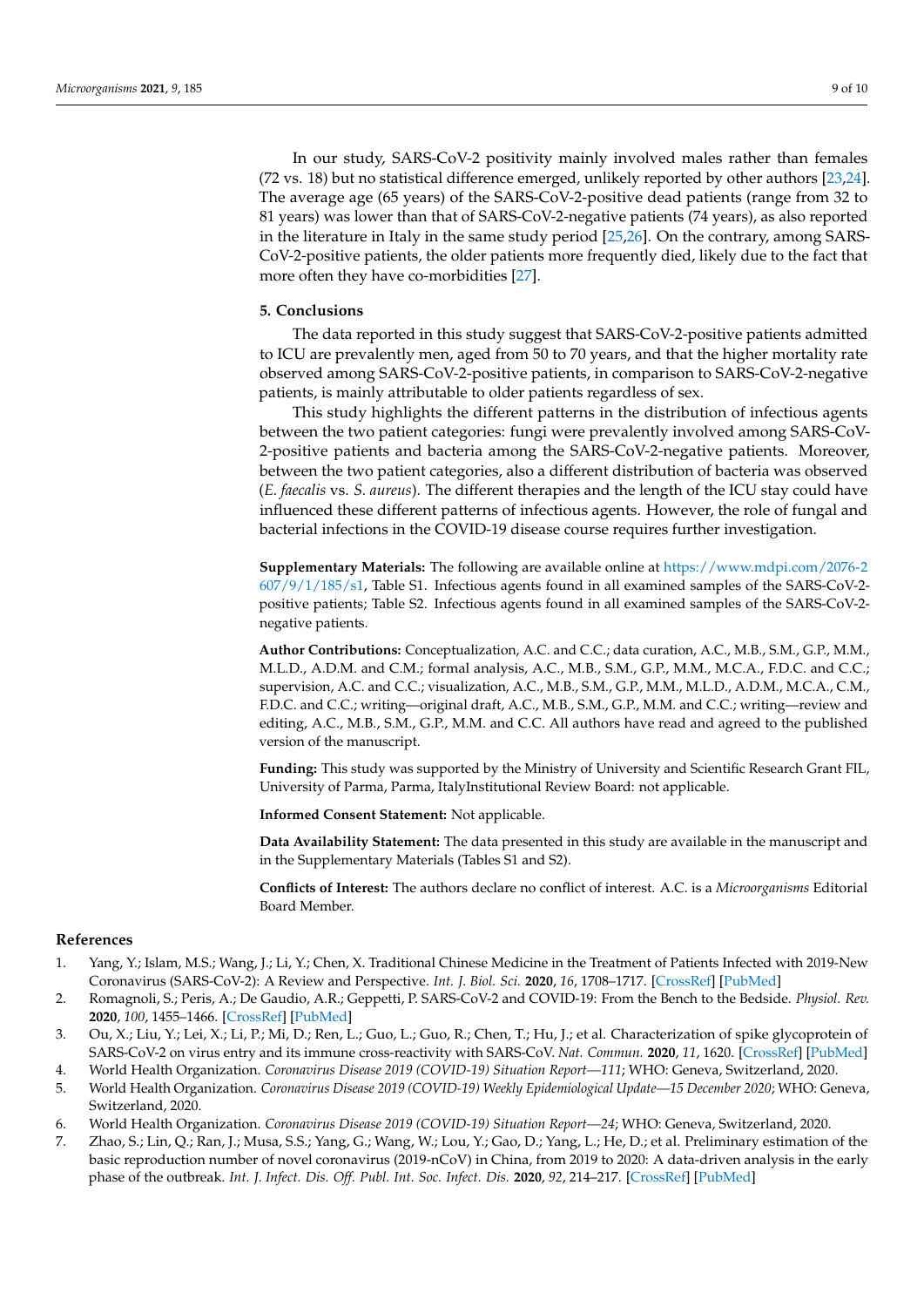In our study, SARS-CoV-2 positivity mainly involved males rather than females (72 vs. 18) but no statistical difference emerged, unlikely reported by other authors [23,24]. The average age (65 years) of the SARS-CoV-2-positive dead patients (range from 32 to 81 years) was lower than that of SARS-CoV-2-negative patients (74 years), as also reported in the literature in Italy in the same study period [25,26]. On the contrary, among SARS-CoV-2-positive patients, the older patients more frequently died, likely due to the fact that more often they have co-morbidities [27].

## 5. Conclusions

The data reported in this study suggest that SARS-CoV-2-positive patients admitted to ICU are prevalently men, aged from 50 to 70 years, and that the higher mortality rate observed among SARS-CoV-2-positive patients, in comparison to SARS-CoV-2-negative patients, is mainly attributable to older patients regardless of sex.

This study highlights the different patterns in the distribution of infectious agents between the two patient categories: fungi were prevalently involved among SARS-CoV-2-positive patients and bacteria among the SARS-CoV-2-negative patients. Moreover, between the two patient categories, also a different distribution of bacteria was observed (*E. faecalis* vs. *S. aureus*). The different therapies and the length of the ICU stay could have influenced these different patterns of infectious agents. However, the role of fungal and bacterial infections in the COVID-19 disease course requires further investigation.

**Supplementary Materials:** The following are available online at https://www.mdpi.com/2076-2607/9/1/185/s1, Table S1. Infectious agents found in all examined samples of the SARS-CoV-2-positive patients; Table S2. Infectious agents found in all examined samples of the SARS-CoV-2-negative patients.

**Author Contributions:** Conceptualization, A.C. and C.C.; data curation, A.C., M.B., S.M., G.P., M.M., M.L.D., A.D.M. and C.M.; formal analysis, A.C., M.B., S.M., G.P., M.M., M.C.A., F.D.C. and C.C.; supervision, A.C. and C.C.; visualization, A.C., M.B., S.M., G.P., M.M., M.L.D., A.D.M., M.C.A., C.M., F.D.C. and C.C.; writing—original draft, A.C., M.B., S.M., G.P., M.M. and C.C.; writing—review and editing, A.C., M.B., S.M., G.P., M.M. and C.C. All authors have read and agreed to the published version of the manuscript.

**Funding:** This study was supported by the Ministry of University and Scientific Research Grant FIL, University of Parma, Parma, ItalyInstitutional Review Board: not applicable.

**Informed Consent Statement:** Not applicable.

**Data Availability Statement:** The data presented in this study are available in the manuscript and in the Supplementary Materials (Tables S1 and S2).

**Conflicts of Interest:** The authors declare no conflict of interest. A.C. is a *Microorganisms* Editorial Board Member.

## References

1. Yang, Y.; Islam, M.S.; Wang, J.; Li, Y.; Chen, X. Traditional Chinese Medicine in the Treatment of Patients Infected with 2019-New Coronavirus (SARS-CoV-2): A Review and Perspective. *Int. J. Biol. Sci.* **2020**, *16*, 1708–1717. [CrossRef] [PubMed]
2. Romagnoli, S.; Peris, A.; De Gaudio, A.R.; Geppetti, P. SARS-CoV-2 and COVID-19: From the Bench to the Bedside. *Physiol. Rev.* **2020**, *100*, 1455–1466. [CrossRef] [PubMed]
3. Ou, X.; Liu, Y.; Lei, X.; Li, P.; Mi, D.; Ren, L.; Guo, L.; Guo, R.; Chen, T.; Hu, J.; et al. Characterization of spike glycoprotein of SARS-CoV-2 on virus entry and its immune cross-reactivity with SARS-CoV. *Nat. Commun.* **2020**, *11*, 1620. [CrossRef] [PubMed]
4. World Health Organization. *Coronavirus Disease 2019 (COVID-19) Situation Report—111*; WHO: Geneva, Switzerland, 2020.
5. World Health Organization. *Coronavirus Disease 2019 (COVID-19) Weekly Epidemiological Update—15 December 2020*; WHO: Geneva, Switzerland, 2020.
6. World Health Organization. *Coronavirus Disease 2019 (COVID-19) Situation Report—24*; WHO: Geneva, Switzerland, 2020.
7. Zhao, S.; Lin, Q.; Ran, J.; Musa, S.S.; Yang, G.; Wang, W.; Lou, Y.; Gao, D.; Yang, L.; He, D.; et al. Preliminary estimation of the basic reproduction number of novel coronavirus (2019-nCoV) in China, from 2019 to 2020: A data-driven analysis in the early phase of the outbreak. *Int. J. Infect. Dis. Off. Publ. Int. Soc. Infect. Dis.* **2020**, *92*, 214–217. [CrossRef] [PubMed]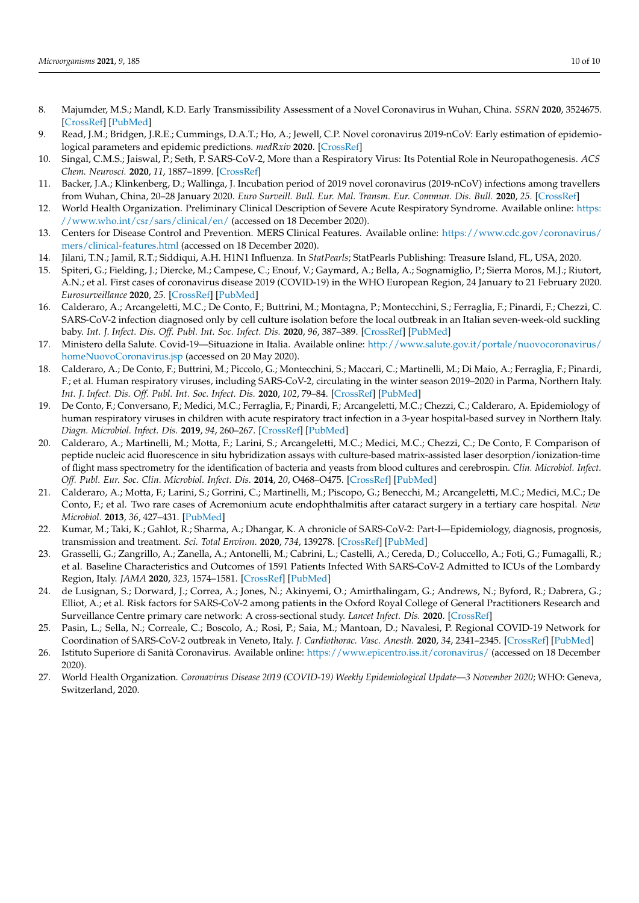8. Majumder, M.S.; Mandl, K.D. Early Transmissibility Assessment of a Novel Coronavirus in Wuhan, China. *SSRN* **2020**, 3524675. [CrossRef] [PubMed]
9. Read, J.M.; Bridgen, J.R.E.; Cummings, D.A.T.; Ho, A.; Jewell, C.P. Novel coronavirus 2019-nCoV: Early estimation of epidemiological parameters and epidemic predictions. *medRxiv* **2020**. [CrossRef]
10. Singal, C.M.S.; Jaiswal, P.; Seth, P. SARS-CoV-2, More than a Respiratory Virus: Its Potential Role in Neuropathogenesis. *ACS Chem. Neurosci.* **2020**, *11*, 1887–1899. [CrossRef]
11. Backer, J.A.; Klinkenberg, D.; Wallinga, J. Incubation period of 2019 novel coronavirus (2019-nCoV) infections among travellers from Wuhan, China, 20–28 January 2020. *Euro Surveill. Bull. Eur. Mal. Transm. Eur. Commun. Dis. Bull.* **2020**, *25*. [CrossRef]
12. World Health Organization. Preliminary Clinical Description of Severe Acute Respiratory Syndrome. Available online: https://www.who.int/csr/sars/clinical/en/ (accessed on 18 December 2020).
13. Centers for Disease Control and Prevention. MERS Clinical Features. Available online: https://www.cdc.gov/coronavirus/mers/clinical-features.html (accessed on 18 December 2020).
14. Jilani, T.N.; Jamil, R.T.; Siddiqui, A.H. H1N1 Influenza. In *StatPearls*; StatPearls Publishing: Treasure Island, FL, USA, 2020.
15. Spiteri, G.; Fielding, J.; Diercke, M.; Campese, C.; Enouf, V.; Gaymard, A.; Bella, A.; Sognamiglio, P.; Sierra Moros, M.J.; Riutort, A.N.; et al. First cases of coronavirus disease 2019 (COVID-19) in the WHO European Region, 24 January to 21 February 2020. *Eurosurveillance* **2020**, *25*. [CrossRef] [PubMed]
16. Calderaro, A.; Arcangeletti, M.C.; De Conto, F.; Buttrini, M.; Montagna, P.; Montecchini, S.; Ferraglia, F.; Pinardi, F.; Chezzi, C. SARS-CoV-2 infection diagnosed only by cell culture isolation before the local outbreak in an Italian seven-week-old suckling baby. *Int. J. Infect. Dis. Off. Publ. Int. Soc. Infect. Dis.* **2020**, *96*, 387–389. [CrossRef] [PubMed]
17. Ministero della Salute. Covid-19—Situazione in Italia. Available online: http://www.salute.gov.it/portale/nuovocoronavirus/homeNuovoCoronavirus.jsp (accessed on 20 May 2020).
18. Calderaro, A.; De Conto, F.; Buttrini, M.; Piccolo, G.; Montecchini, S.; Maccari, C.; Martinelli, M.; Di Maio, A.; Ferraglia, F.; Pinardi, F.; et al. Human respiratory viruses, including SARS-CoV-2, circulating in the winter season 2019–2020 in Parma, Northern Italy. *Int. J. Infect. Dis. Off. Publ. Int. Soc. Infect. Dis.* **2020**, *102*, 79–84. [CrossRef] [PubMed]
19. De Conto, F.; Conversano, F.; Medici, M.C.; Ferraglia, F.; Pinardi, F.; Arcangeletti, M.C.; Chezzi, C.; Calderaro, A. Epidemiology of human respiratory viruses in children with acute respiratory tract infection in a 3-year hospital-based survey in Northern Italy. *Diagn. Microbiol. Infect. Dis.* **2019**, *94*, 260–267. [CrossRef] [PubMed]
20. Calderaro, A.; Martinelli, M.; Motta, F.; Larini, S.; Arcangeletti, M.C.; Medici, M.C.; Chezzi, C.; De Conto, F. Comparison of peptide nucleic acid fluorescence in situ hybridization assays with culture-based matrix-assisted laser desorption/ionization-time of flight mass spectrometry for the identification of bacteria and yeasts from blood cultures and cerebrospin. *Clin. Microbiol. Infect. Off. Publ. Eur. Soc. Clin. Microbiol. Infect. Dis.* **2014**, *20*, O468–O475. [CrossRef] [PubMed]
21. Calderaro, A.; Motta, F.; Larini, S.; Gorrini, C.; Martinelli, M.; Piscopo, G.; Benecchi, M.; Arcangeletti, M.C.; Medici, M.C.; De Conto, F.; et al. Two rare cases of Acremonium acute endophthalmitis after cataract surgery in a tertiary care hospital. *New Microbiol.* **2013**, *36*, 427–431. [PubMed]
22. Kumar, M.; Taki, K.; Gahlot, R.; Sharma, A.; Dhangar, K. A chronicle of SARS-CoV-2: Part-I—Epidemiology, diagnosis, prognosis, transmission and treatment. *Sci. Total Environ.* **2020**, *734*, 139278. [CrossRef] [PubMed]
23. Grasselli, G.; Zangrillo, A.; Zanella, A.; Antonelli, M.; Cabrini, L.; Castelli, A.; Cereda, D.; Coluccello, A.; Foti, G.; Fumagalli, R.; et al. Baseline Characteristics and Outcomes of 1591 Patients Infected With SARS-CoV-2 Admitted to ICUs of the Lombardy Region, Italy. *JAMA* **2020**, *323*, 1574–1581. [CrossRef] [PubMed]
24. de Lusignan, S.; Dorward, J.; Correa, A.; Jones, N.; Akinyemi, O.; Amirthalingam, G.; Andrews, N.; Byford, R.; Dabrera, G.; Elliot, A.; et al. Risk factors for SARS-CoV-2 among patients in the Oxford Royal College of General Practitioners Research and Surveillance Centre primary care network: A cross-sectional study. *Lancet Infect. Dis.* **2020**. [CrossRef]
25. Pasin, L.; Sella, N.; Correale, C.; Boscolo, A.; Rosi, P.; Saia, M.; Mantoan, D.; Navalesi, P. Regional COVID-19 Network for Coordination of SARS-CoV-2 outbreak in Veneto, Italy. *J. Cardiothorac. Vasc. Anesth.* **2020**, *34*, 2341–2345. [CrossRef] [PubMed]
26. Istituto Superiore di Sanità Coronavirus. Available online: https://www.epicentro.iss.it/coronavirus/ (accessed on 18 December 2020).
27. World Health Organization. *Coronavirus Disease 2019 (COVID-19) Weekly Epidemiological Update—3 November 2020*; WHO: Geneva, Switzerland, 2020.